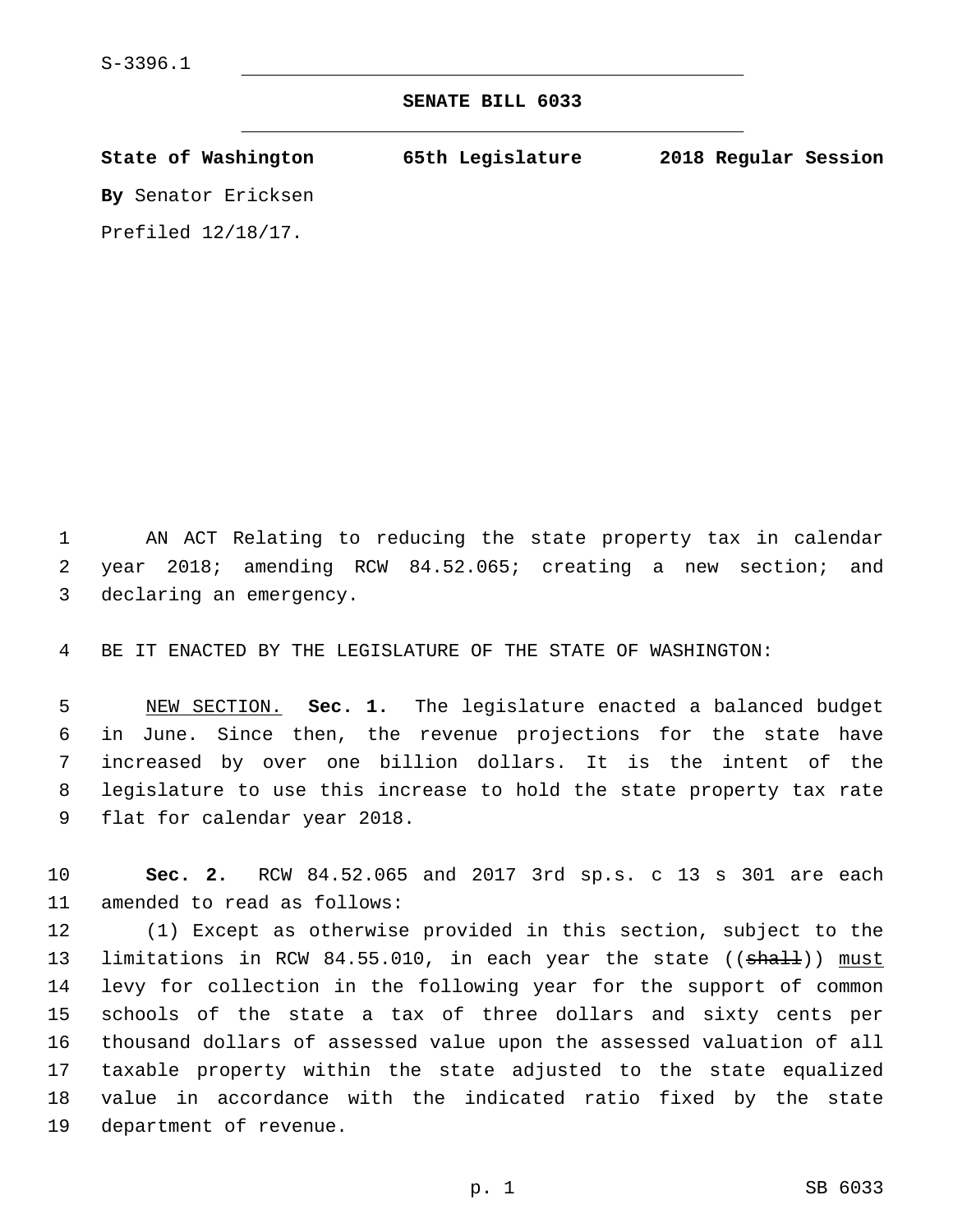S-3396.1

# SENATE BILL 6033

**State of Washington 65th Legislature 2018 Regular Session**

**By** Senator Ericksen

Prefiled 12/18/17.

AN ACT Relating to reducing the state property tax in calendar year 2018; amending RCW 84.52.065; creating a new section; and declaring an emergency.

BE IT ENACTED BY THE LEGISLATURE OF THE STATE OF WASHINGTON:

NEW SECTION. **Sec. 1.** The legislature enacted a balanced budget in June. Since then, the revenue projections for the state have increased by over one billion dollars. It is the intent of the legislature to use this increase to hold the state property tax rate flat for calendar year 2018.

**Sec. 2.** RCW 84.52.065 and 2017 3rd sp.s. c 13 s 301 are each amended to read as follows:

(1) Except as otherwise provided in this section, subject to the limitations in RCW 84.55.010, in each year the state ((~~shall~~)) <u>must</u> levy for collection in the following year for the support of common schools of the state a tax of three dollars and sixty cents per thousand dollars of assessed value upon the assessed valuation of all taxable property within the state adjusted to the state equalized value in accordance with the indicated ratio fixed by the state department of revenue.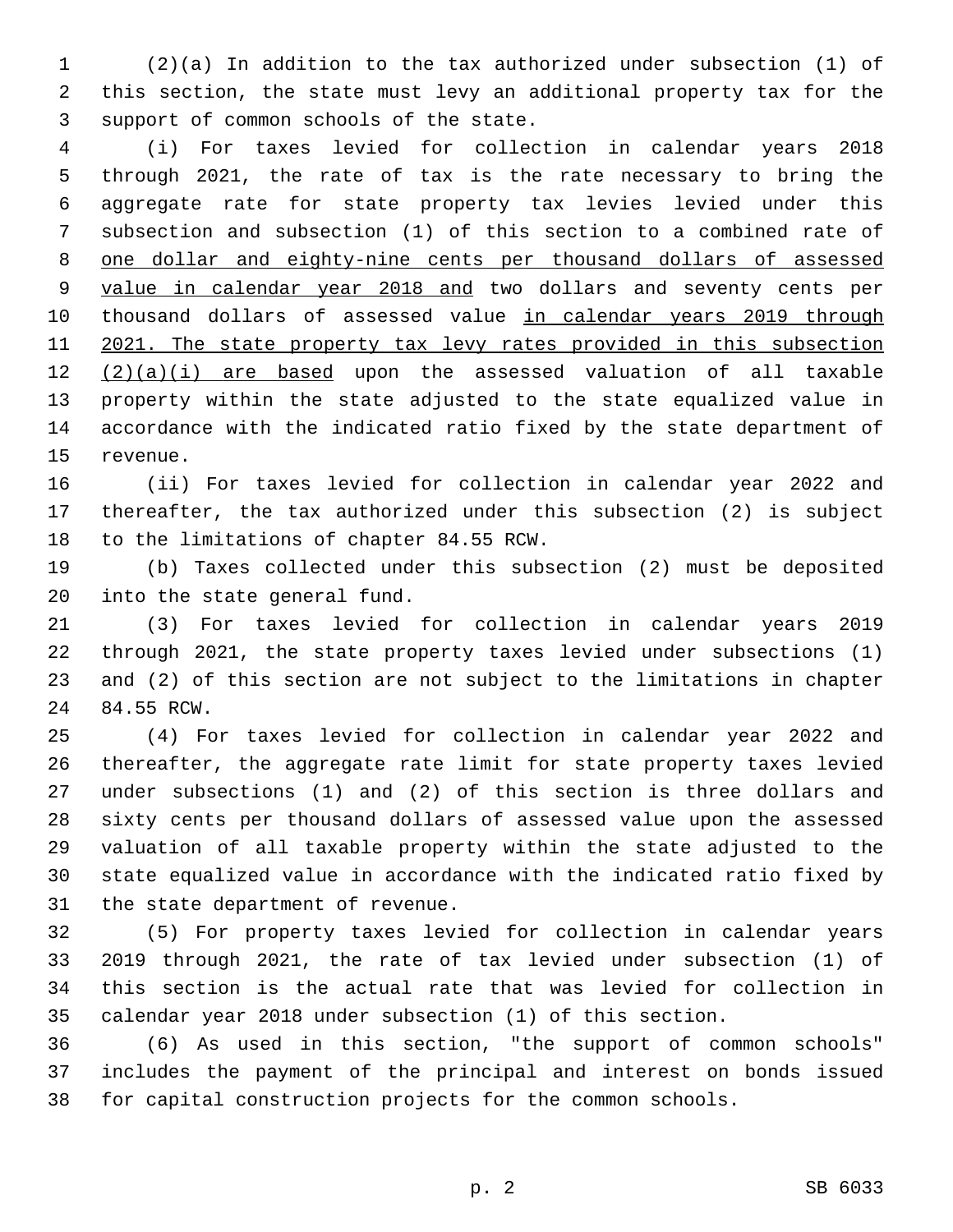(2)(a) In addition to the tax authorized under subsection (1) of this section, the state must levy an additional property tax for the support of common schools of the state.

(i) For taxes levied for collection in calendar years 2018 through 2021, the rate of tax is the rate necessary to bring the aggregate rate for state property tax levies levied under this subsection and subsection (1) of this section to a combined rate of <u>one dollar and eighty-nine cents per thousand dollars of assessed value in calendar year 2018 and</u> two dollars and seventy cents per thousand dollars of assessed value <u>in calendar years 2019 through 2021. The state property tax levy rates provided in this subsection (2)(a)(i) are based</u> upon the assessed valuation of all taxable property within the state adjusted to the state equalized value in accordance with the indicated ratio fixed by the state department of revenue.

(ii) For taxes levied for collection in calendar year 2022 and thereafter, the tax authorized under this subsection (2) is subject to the limitations of chapter 84.55 RCW.

(b) Taxes collected under this subsection (2) must be deposited into the state general fund.

(3) For taxes levied for collection in calendar years 2019 through 2021, the state property taxes levied under subsections (1) and (2) of this section are not subject to the limitations in chapter 84.55 RCW.

(4) For taxes levied for collection in calendar year 2022 and thereafter, the aggregate rate limit for state property taxes levied under subsections (1) and (2) of this section is three dollars and sixty cents per thousand dollars of assessed value upon the assessed valuation of all taxable property within the state adjusted to the state equalized value in accordance with the indicated ratio fixed by the state department of revenue.

(5) For property taxes levied for collection in calendar years 2019 through 2021, the rate of tax levied under subsection (1) of this section is the actual rate that was levied for collection in calendar year 2018 under subsection (1) of this section.

(6) As used in this section, "the support of common schools" includes the payment of the principal and interest on bonds issued for capital construction projects for the common schools.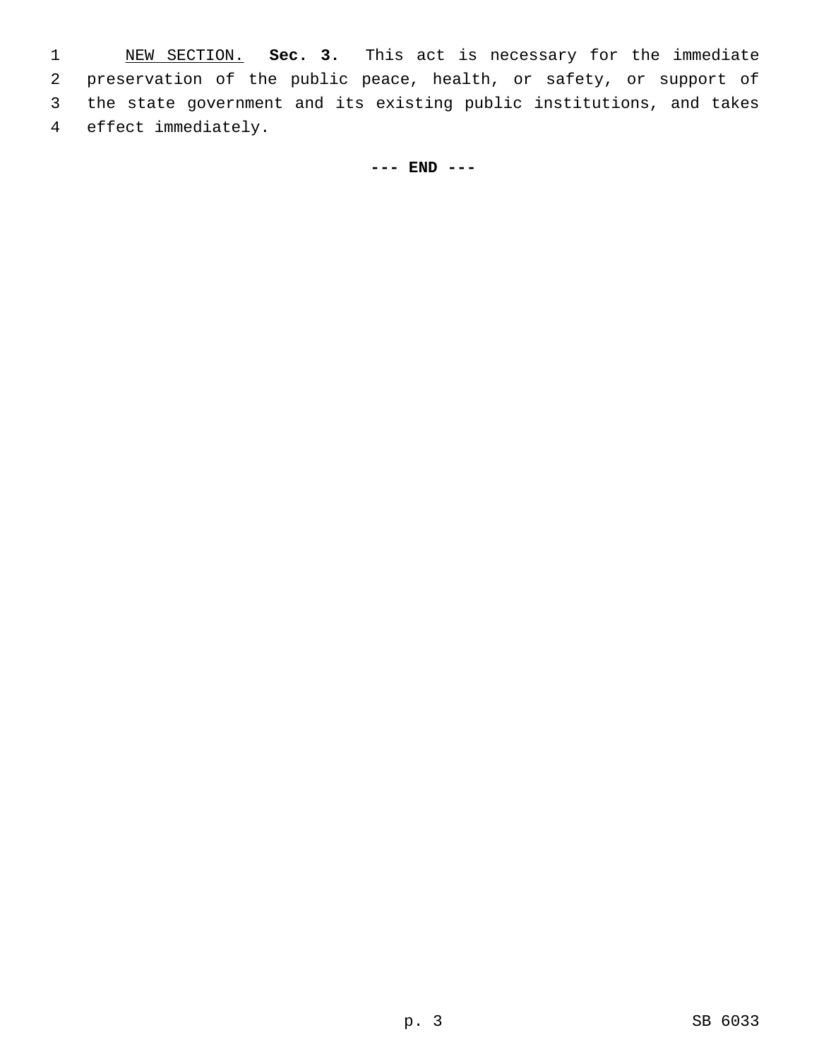NEW SECTION. **Sec. 3.** This act is necessary for the immediate preservation of the public peace, health, or safety, or support of the state government and its existing public institutions, and takes effect immediately.

**--- END ---**